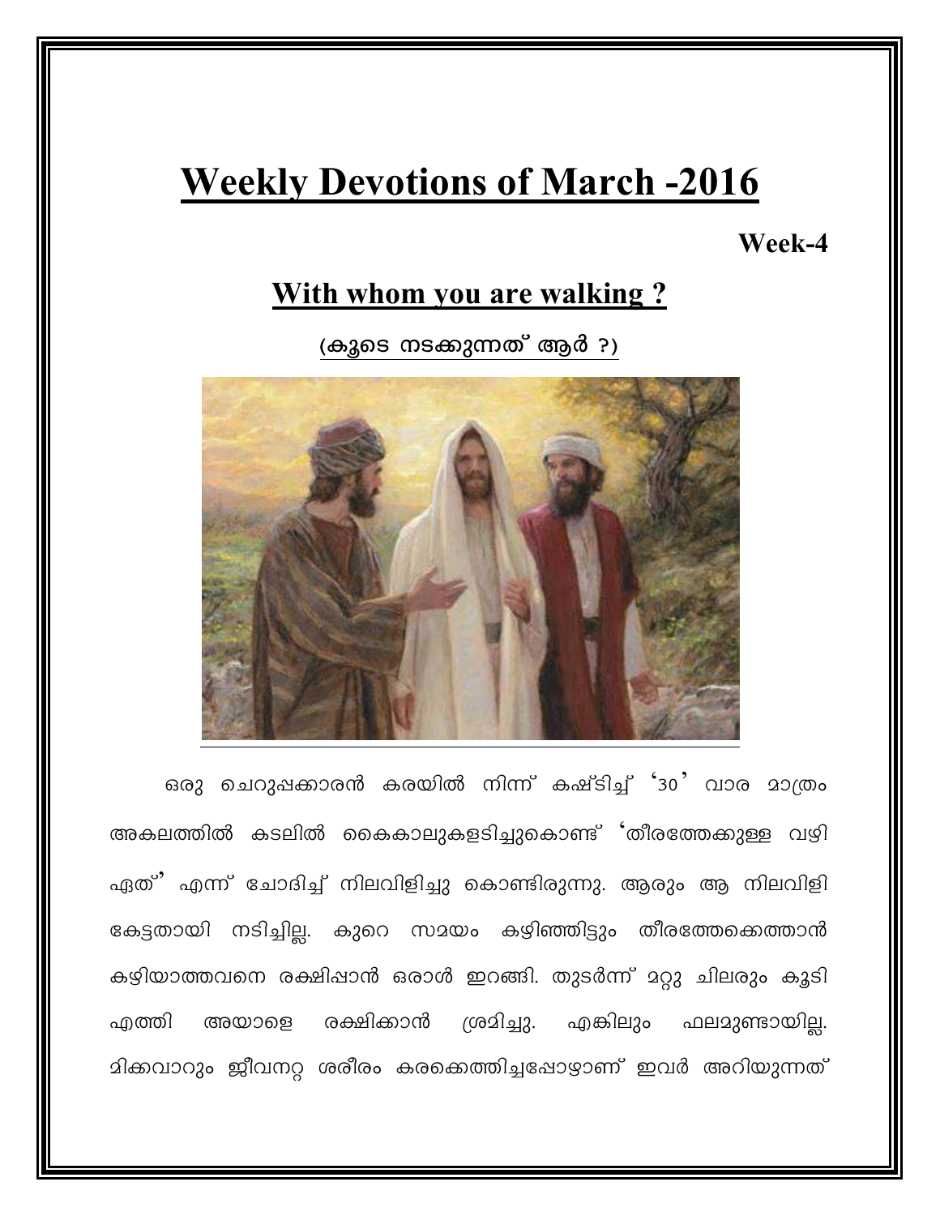# Weekly Devotions of March -2016

**Week-4**

## With whom you are walking ?

**(കൂടെ നടക്കുന്നത് ആർ ?)**

ഒരു ചെറുപ്പക്കാരൻ കരയിൽ നിന്ന് കഷ്ടിച്ച് '30' വാര മാത്രം അകലത്തിൽ കടലിൽ കൈകാലുകളടിച്ചുകൊണ്ട് 'തീരത്തേക്കുള്ള വഴി ഏത്' എന്ന് ചോദിച്ച് നിലവിളിച്ചു കൊണ്ടിരുന്നു. ആരും ആ നിലവിളി കേട്ടതായി നടിച്ചില്ല. കുറെ സമയം കഴിഞ്ഞിട്ടും തീരത്തേക്കെത്താൻ കഴിയാത്തവനെ രക്ഷിപ്പാൻ ഒരാൾ ഇറങ്ങി. തുടർന്ന് മറ്റു ചിലരും കൂടി എത്തി അയാളെ രക്ഷിക്കാൻ ശ്രമിച്ചു. എങ്കിലും ഫലമുണ്ടായില്ല. മിക്കവാറും ജീവനറ്റ ശരീരം കരക്കെത്തിച്ചപ്പോഴാണ് ഇവർ അറിയുന്നത്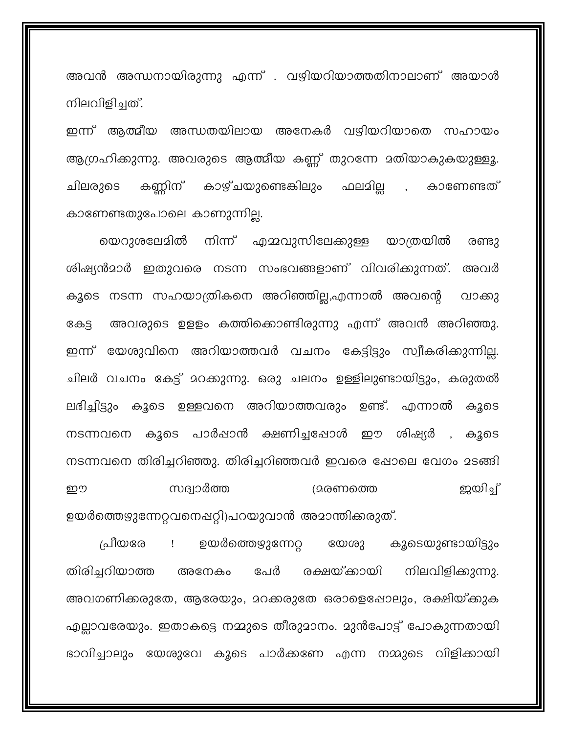അവൻ അന്ധനായിരുന്നു എന്ന് . വഴിയറിയാത്തതിനാലാണ് അയാൾ നിലവിളിച്ചത്.

ഇന്ന് ആത്മീയ അന്ധതയിലായ അനേകർ വഴിയറിയാതെ സഹായം ആഗ്രഹിക്കുന്നു. അവരുടെ ആത്മീയ കണ്ണ് തുറന്നേ മതിയാകുകയുള്ളൂ. ചിലരുടെ കണ്ണിന് കാഴ്ചയുണ്ടെങ്കിലും ഫലമില്ല , കാണേണ്ടത് കാണേണ്ടതുപോലെ കാണുന്നില്ല.

യെറുശലേമിൽ നിന്ന് എമ്മവുസിലേക്കുള്ള യാത്രയിൽ രണ്ടു ശിഷ്യൻമാർ ഇതുവരെ നടന്ന സംഭവങ്ങളാണ് വിവരിക്കുന്നത്. അവർ കൂടെ നടന്ന സഹയാത്രികനെ അറിഞ്ഞില്ല,എന്നാൽ അവന്റെ വാക്കു കേട്ട അവരുടെ ഉള്ളം കത്തിക്കൊണ്ടിരുന്നു എന്ന് അവൻ അറിഞ്ഞു. ഇന്ന് യേശുവിനെ അറിയാത്തവർ വചനം കേട്ടിട്ടും സ്വീകരിക്കുന്നില്ല. ചിലർ വചനം കേട്ട് മറക്കുന്നു. ഒരു ചലനം ഉള്ളിലുണ്ടായിട്ടും, കരുതൽ ലഭിച്ചിട്ടും കൂടെ ഉള്ളവനെ അറിയാത്തവരും ഉണ്ട്. എന്നാൽ കൂടെ നടന്നവനെ കൂടെ പാർപ്പാൻ ക്ഷണിച്ചപ്പോൾ ഈ ശിഷ്യർ , കൂടെ നടന്നവനെ തിരിച്ചറിഞ്ഞു. തിരിച്ചറിഞ്ഞവർ ഇവരെ പ്പോലെ വേഗം മടങ്ങി ഈ സദ്വാർത്ത (മരണത്തെ ജയിച്ച് ഉയർത്തെഴുന്നേറ്റവനെപ്പറ്റി)പറയുവാൻ അമാന്തിക്കരുത്.

പ്രീയരേ ! ഉയർത്തെഴുന്നേറ്റ യേശു കൂടെയുണ്ടായിട്ടും തിരിച്ചറിയാത്ത അനേകം പേർ രക്ഷയ്ക്കായി നിലവിളിക്കുന്നു. അവഗണിക്കരുതേ, ആരേയും, മറക്കരുതേ ഒരാളെപ്പോലും, രക്ഷിയ്ക്കുക എല്ലാവരേയും. ഇതാകട്ടെ നമ്മുടെ തീരുമാനം. മുൻപോട്ട് പോകുന്നതായി ഭാവിച്ചാലും യേശുവേ കൂടെ പാർക്കണേ എന്ന നമ്മുടെ വിളിക്കായി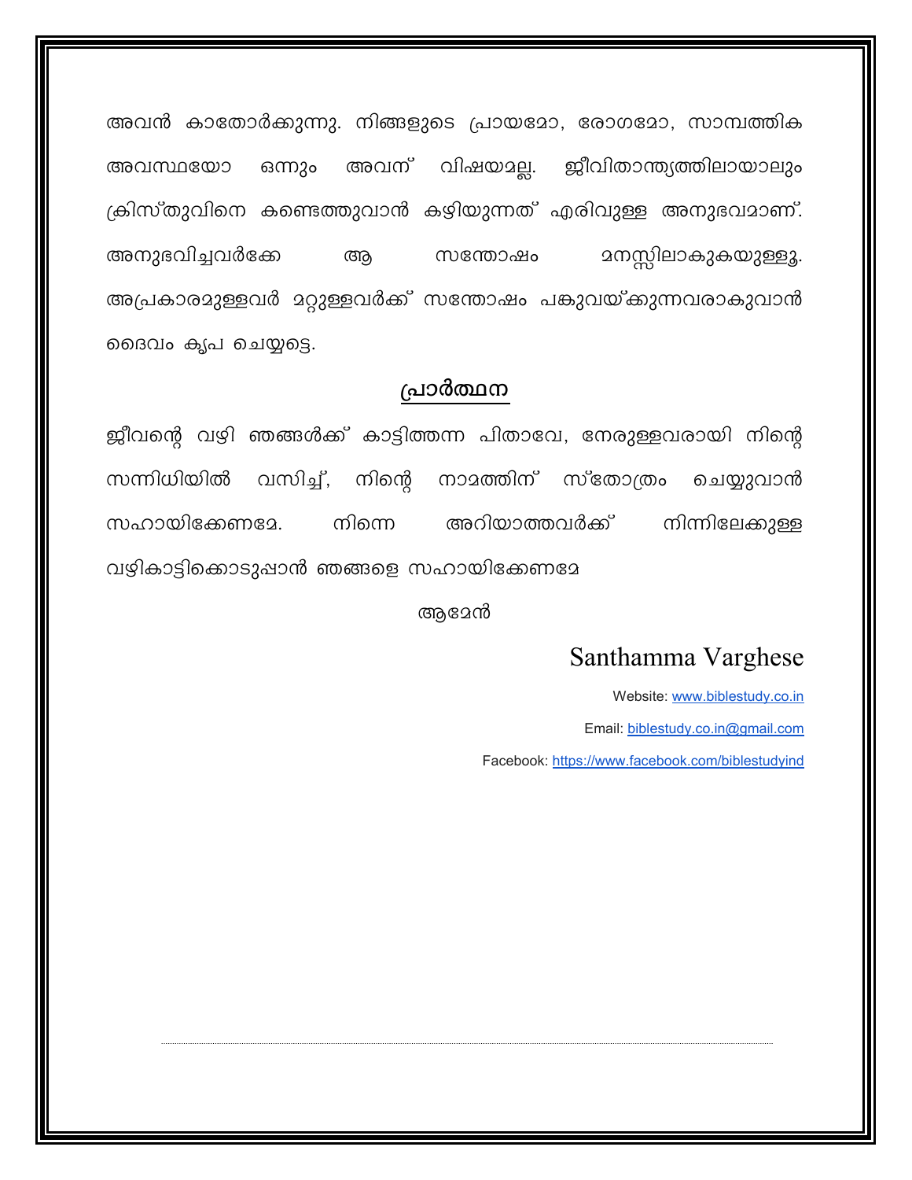അവൻ കാതോർക്കുന്നു. നിങ്ങളുടെ പ്രായമോ, രോഗമോ, സാമ്പത്തിക അവസ്ഥയോ ഒന്നും അവന് വിഷയമല്ല. ജീവിതാന്ത്യത്തിലായാലും ക്രിസ്തുവിനെ കണ്ടെത്തുവാൻ കഴിയുന്നത് എരിവുള്ള അനുഭവമാണ്. അനുഭവിച്ചവർക്കേ ആ സന്തോഷം മനസ്സിലാകുകയുള്ളൂ. അപ്രകാരമുള്ളവർ മറ്റുള്ളവർക്ക് സന്തോഷം പങ്കുവയ്ക്കുന്നവരാകുവാൻ ദൈവം കൃപ ചെയ്യട്ടെ.

## പ്രാർത്ഥന

ജീവന്റെ വഴി ഞങ്ങൾക്ക് കാട്ടിത്തന്ന പിതാവേ, നേരുള്ളവരായി നിന്റെ സന്നിധിയിൽ വസിച്ച്, നിന്റെ നാമത്തിന് സ്തോത്രം ചെയ്യുവാൻ സഹായിക്കേണമേ. നിന്നെ അറിയാത്തവർക്ക് നിന്നിലേക്കുള്ള വഴികാട്ടിക്കൊടുപ്പാൻ ഞങ്ങളെ സഹായിക്കേണമേ

ആമേൻ

Santhamma Varghese

Website: www.biblestudy.co.in

Email: biblestudy.co.in@gmail.com

Facebook: https://www.facebook.com/biblestudyind